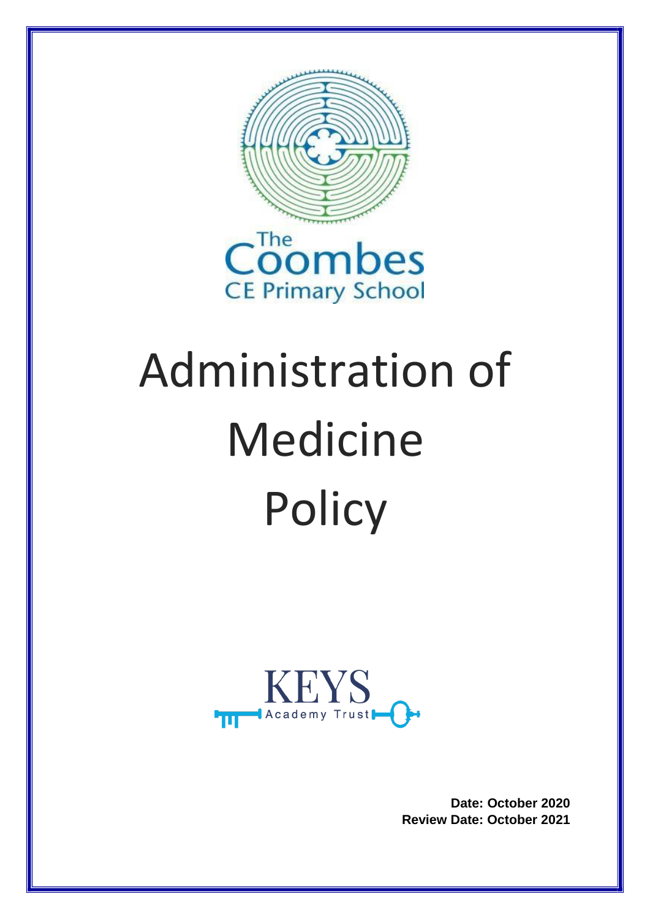The Coombes CE Primary School

# Administration of Medicine Policy

KEYS Academy Trust

**Date: October 2020**
**Review Date: October 2021**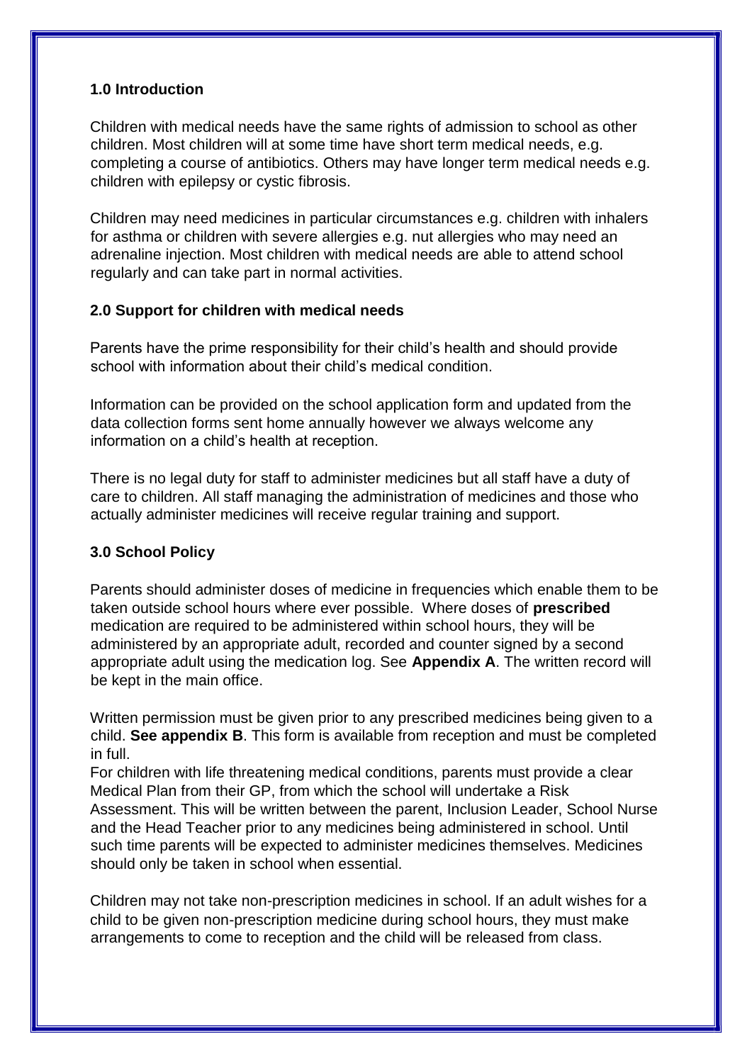## 1.0 Introduction

Children with medical needs have the same rights of admission to school as other children. Most children will at some time have short term medical needs, e.g. completing a course of antibiotics. Others may have longer term medical needs e.g. children with epilepsy or cystic fibrosis.

Children may need medicines in particular circumstances e.g. children with inhalers for asthma or children with severe allergies e.g. nut allergies who may need an adrenaline injection. Most children with medical needs are able to attend school regularly and can take part in normal activities.

## 2.0 Support for children with medical needs

Parents have the prime responsibility for their child's health and should provide school with information about their child's medical condition.

Information can be provided on the school application form and updated from the data collection forms sent home annually however we always welcome any information on a child's health at reception.

There is no legal duty for staff to administer medicines but all staff have a duty of care to children. All staff managing the administration of medicines and those who actually administer medicines will receive regular training and support.

## 3.0 School Policy

Parents should administer doses of medicine in frequencies which enable them to be taken outside school hours where ever possible. Where doses of **prescribed** medication are required to be administered within school hours, they will be administered by an appropriate adult, recorded and counter signed by a second appropriate adult using the medication log. See **Appendix A**. The written record will be kept in the main office.

Written permission must be given prior to any prescribed medicines being given to a child. **See appendix B**. This form is available from reception and must be completed in full.

For children with life threatening medical conditions, parents must provide a clear Medical Plan from their GP, from which the school will undertake a Risk Assessment. This will be written between the parent, Inclusion Leader, School Nurse and the Head Teacher prior to any medicines being administered in school. Until such time parents will be expected to administer medicines themselves. Medicines should only be taken in school when essential.

Children may not take non-prescription medicines in school. If an adult wishes for a child to be given non-prescription medicine during school hours, they must make arrangements to come to reception and the child will be released from class.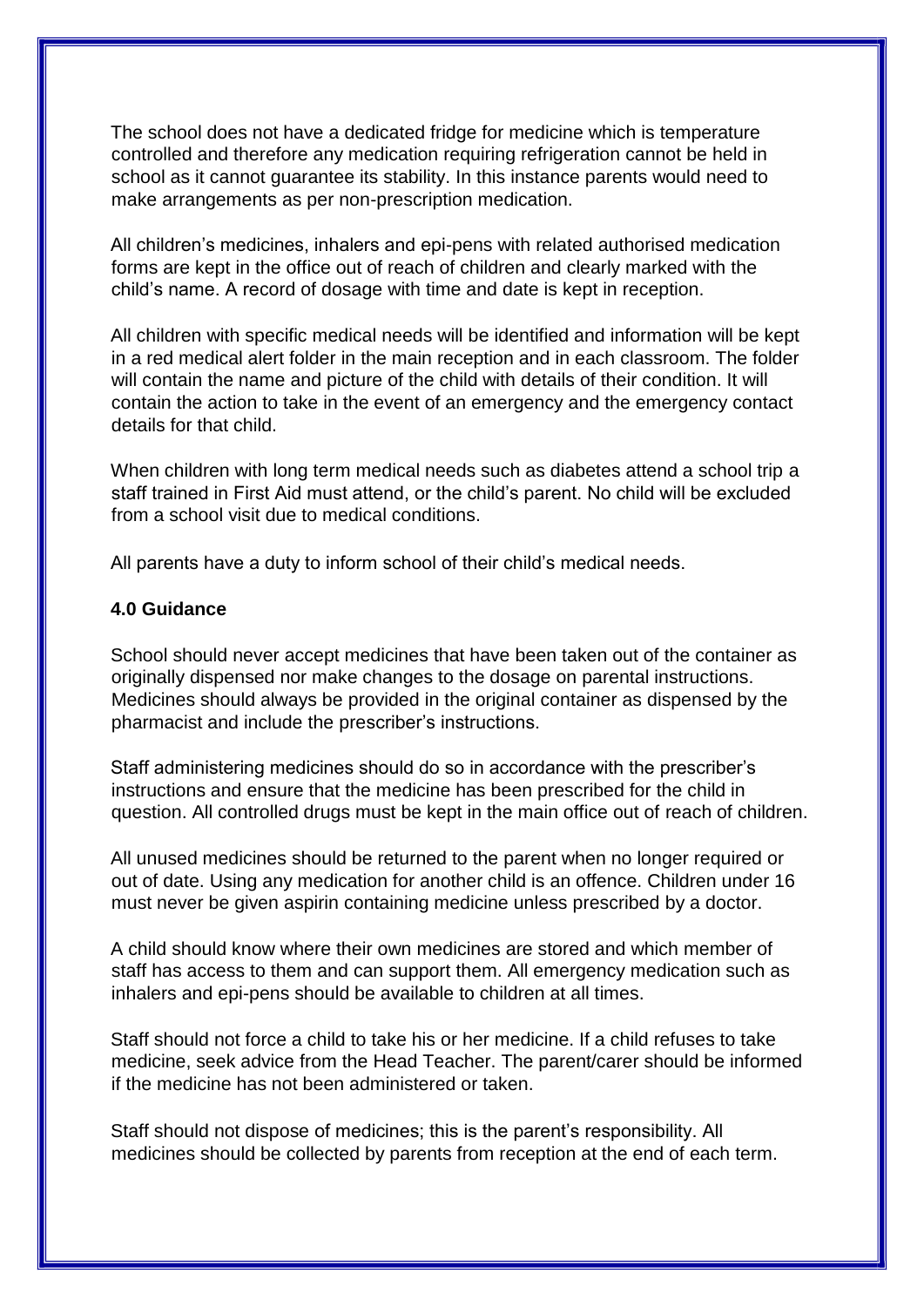The school does not have a dedicated fridge for medicine which is temperature controlled and therefore any medication requiring refrigeration cannot be held in school as it cannot guarantee its stability. In this instance parents would need to make arrangements as per non-prescription medication.

All children's medicines, inhalers and epi-pens with related authorised medication forms are kept in the office out of reach of children and clearly marked with the child's name. A record of dosage with time and date is kept in reception.

All children with specific medical needs will be identified and information will be kept in a red medical alert folder in the main reception and in each classroom. The folder will contain the name and picture of the child with details of their condition. It will contain the action to take in the event of an emergency and the emergency contact details for that child.

When children with long term medical needs such as diabetes attend a school trip a staff trained in First Aid must attend, or the child's parent. No child will be excluded from a school visit due to medical conditions.

All parents have a duty to inform school of their child's medical needs.

**4.0 Guidance**

School should never accept medicines that have been taken out of the container as originally dispensed nor make changes to the dosage on parental instructions. Medicines should always be provided in the original container as dispensed by the pharmacist and include the prescriber's instructions.

Staff administering medicines should do so in accordance with the prescriber's instructions and ensure that the medicine has been prescribed for the child in question. All controlled drugs must be kept in the main office out of reach of children.

All unused medicines should be returned to the parent when no longer required or out of date. Using any medication for another child is an offence. Children under 16 must never be given aspirin containing medicine unless prescribed by a doctor.

A child should know where their own medicines are stored and which member of staff has access to them and can support them. All emergency medication such as inhalers and epi-pens should be available to children at all times.

Staff should not force a child to take his or her medicine. If a child refuses to take medicine, seek advice from the Head Teacher. The parent/carer should be informed if the medicine has not been administered or taken.

Staff should not dispose of medicines; this is the parent's responsibility. All medicines should be collected by parents from reception at the end of each term.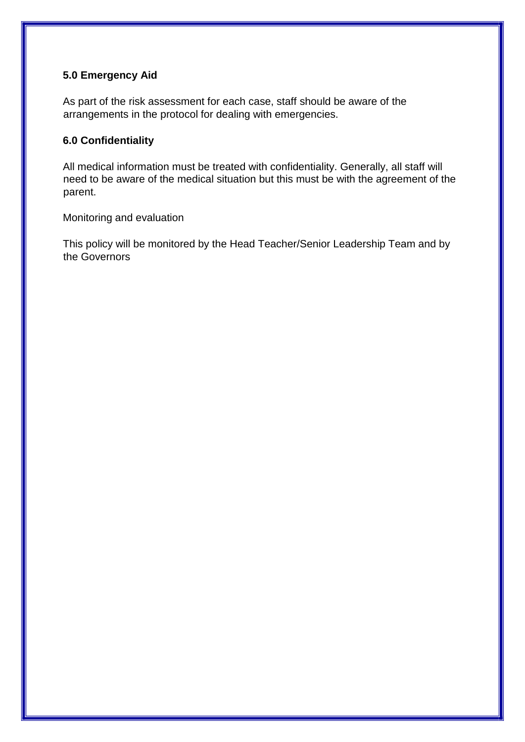### 5.0 Emergency Aid

As part of the risk assessment for each case, staff should be aware of the arrangements in the protocol for dealing with emergencies.

### 6.0 Confidentiality

All medical information must be treated with confidentiality. Generally, all staff will need to be aware of the medical situation but this must be with the agreement of the parent.

Monitoring and evaluation

This policy will be monitored by the Head Teacher/Senior Leadership Team and by the Governors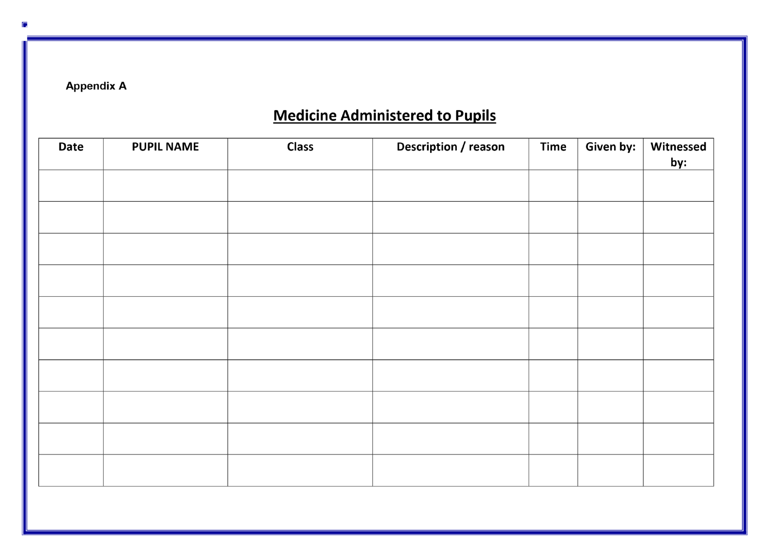Appendix A

## Medicine Administered to Pupils

| Date | PUPIL NAME | Class | Description / reason | Time | Given by: | Witnessed by: |
|---|---|---|---|---|---|---|
| | | | | | | |
| | | | | | | |
| | | | | | | |
| | | | | | | |
| | | | | | | |
| | | | | | | |
| | | | | | | |
| | | | | | | |
| | | | | | | |
| | | | | | | |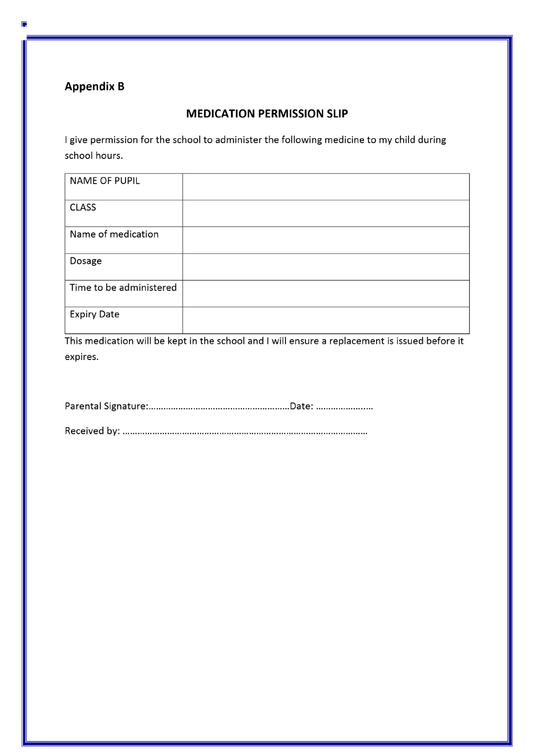## Appendix B

### MEDICATION PERMISSION SLIP

I give permission for the school to administer the following medicine to my child during school hours.

| | |
|---|---|
| NAME OF PUPIL | |
| CLASS | |
| Name of medication | |
| Dosage | |
| Time to be administered | |
| Expiry Date | |

This medication will be kept in the school and I will ensure a replacement is issued before it expires.

Parental Signature:…………………………………………………Date: ………………..…

Received by: ………………………………………………………………………………………